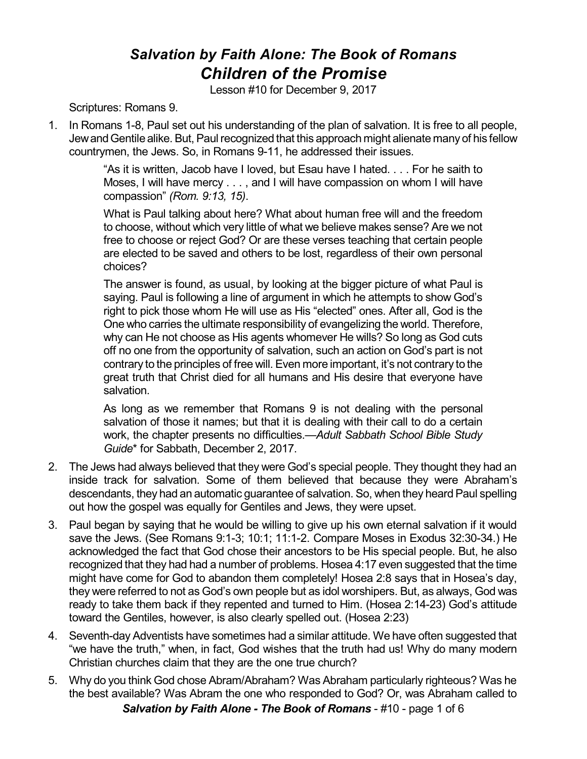# *Salvation by Faith Alone: The Book of Romans*
# *Children of the Promise*

Lesson #10 for December 9, 2017

Scriptures: Romans 9.

1. In Romans 1-8, Paul set out his understanding of the plan of salvation. It is free to all people, Jew and Gentile alike. But, Paul recognized that this approach might alienate many of his fellow countrymen, the Jews. So, in Romans 9-11, he addressed their issues.

   > "As it is written, Jacob have I loved, but Esau have I hated. . . . For he saith to Moses, I will have mercy . . . , and I will have compassion on whom I will have compassion" *(Rom. 9:13, 15)*.
   >
   > What is Paul talking about here? What about human free will and the freedom to choose, without which very little of what we believe makes sense? Are we not free to choose or reject God? Or are these verses teaching that certain people are elected to be saved and others to be lost, regardless of their own personal choices?
   >
   > The answer is found, as usual, by looking at the bigger picture of what Paul is saying. Paul is following a line of argument in which he attempts to show God's right to pick those whom He will use as His "elected" ones. After all, God is the One who carries the ultimate responsibility of evangelizing the world. Therefore, why can He not choose as His agents whomever He wills? So long as God cuts off no one from the opportunity of salvation, such an action on God's part is not contrary to the principles of free will. Even more important, it's not contrary to the great truth that Christ died for all humans and His desire that everyone have salvation.
   >
   > As long as we remember that Romans 9 is not dealing with the personal salvation of those it names; but that it is dealing with their call to do a certain work, the chapter presents no difficulties.—*Adult Sabbath School Bible Study Guide*\* for Sabbath, December 2, 2017.

2. The Jews had always believed that they were God's special people. They thought they had an inside track for salvation. Some of them believed that because they were Abraham's descendants, they had an automatic guarantee of salvation. So, when they heard Paul spelling out how the gospel was equally for Gentiles and Jews, they were upset.

3. Paul began by saying that he would be willing to give up his own eternal salvation if it would save the Jews. (See Romans 9:1-3; 10:1; 11:1-2. Compare Moses in Exodus 32:30-34.) He acknowledged the fact that God chose their ancestors to be His special people. But, he also recognized that they had had a number of problems. Hosea 4:17 even suggested that the time might have come for God to abandon them completely! Hosea 2:8 says that in Hosea's day, they were referred to not as God's own people but as idol worshipers. But, as always, God was ready to take them back if they repented and turned to Him. (Hosea 2:14-23) God's attitude toward the Gentiles, however, is also clearly spelled out. (Hosea 2:23)

4. Seventh-day Adventists have sometimes had a similar attitude. We have often suggested that "we have the truth," when, in fact, God wishes that the truth had us! Why do many modern Christian churches claim that they are the one true church?

5. Why do you think God chose Abram/Abraham? Was Abraham particularly righteous? Was he the best available? Was Abram the one who responded to God? Or, was Abraham called to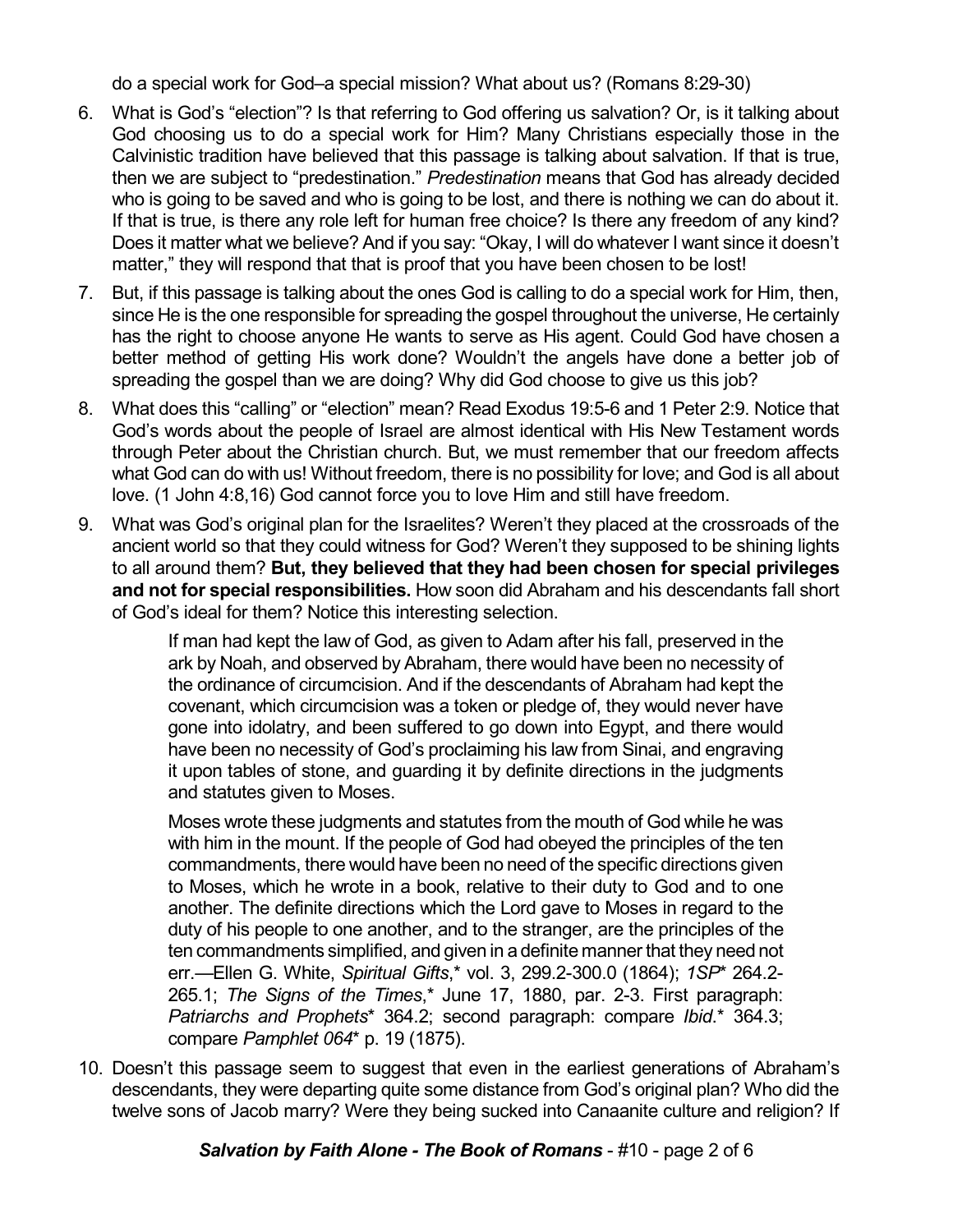do a special work for God–a special mission? What about us? (Romans 8:29-30)

6. What is God's "election"? Is that referring to God offering us salvation? Or, is it talking about God choosing us to do a special work for Him? Many Christians especially those in the Calvinistic tradition have believed that this passage is talking about salvation. If that is true, then we are subject to "predestination." *Predestination* means that God has already decided who is going to be saved and who is going to be lost, and there is nothing we can do about it. If that is true, is there any role left for human free choice? Is there any freedom of any kind? Does it matter what we believe? And if you say: "Okay, I will do whatever I want since it doesn't matter," they will respond that that is proof that you have been chosen to be lost!

7. But, if this passage is talking about the ones God is calling to do a special work for Him, then, since He is the one responsible for spreading the gospel throughout the universe, He certainly has the right to choose anyone He wants to serve as His agent. Could God have chosen a better method of getting His work done? Wouldn't the angels have done a better job of spreading the gospel than we are doing? Why did God choose to give us this job?

8. What does this "calling" or "election" mean? Read Exodus 19:5-6 and 1 Peter 2:9. Notice that God's words about the people of Israel are almost identical with His New Testament words through Peter about the Christian church. But, we must remember that our freedom affects what God can do with us! Without freedom, there is no possibility for love; and God is all about love. (1 John 4:8,16) God cannot force you to love Him and still have freedom.

9. What was God's original plan for the Israelites? Weren't they placed at the crossroads of the ancient world so that they could witness for God? Weren't they supposed to be shining lights to all around them? **But, they believed that they had been chosen for special privileges and not for special responsibilities.** How soon did Abraham and his descendants fall short of God's ideal for them? Notice this interesting selection.

   > If man had kept the law of God, as given to Adam after his fall, preserved in the ark by Noah, and observed by Abraham, there would have been no necessity of the ordinance of circumcision. And if the descendants of Abraham had kept the covenant, which circumcision was a token or pledge of, they would never have gone into idolatry, and been suffered to go down into Egypt, and there would have been no necessity of God's proclaiming his law from Sinai, and engraving it upon tables of stone, and guarding it by definite directions in the judgments and statutes given to Moses.
   >
   > Moses wrote these judgments and statutes from the mouth of God while he was with him in the mount. If the people of God had obeyed the principles of the ten commandments, there would have been no need of the specific directions given to Moses, which he wrote in a book, relative to their duty to God and to one another. The definite directions which the Lord gave to Moses in regard to the duty of his people to one another, and to the stranger, are the principles of the ten commandments simplified, and given in a definite manner that they need not err.—Ellen G. White, *Spiritual Gifts*,* vol. 3, 299.2-300.0 (1864); *1SP** 264.2-265.1; *The Signs of the Times*,* June 17, 1880, par. 2-3. First paragraph: *Patriarchs and Prophets** 364.2; second paragraph: compare *Ibid*.* 364.3; compare *Pamphlet 064** p. 19 (1875).

10. Doesn't this passage seem to suggest that even in the earliest generations of Abraham's descendants, they were departing quite some distance from God's original plan? Who did the twelve sons of Jacob marry? Were they being sucked into Canaanite culture and religion? If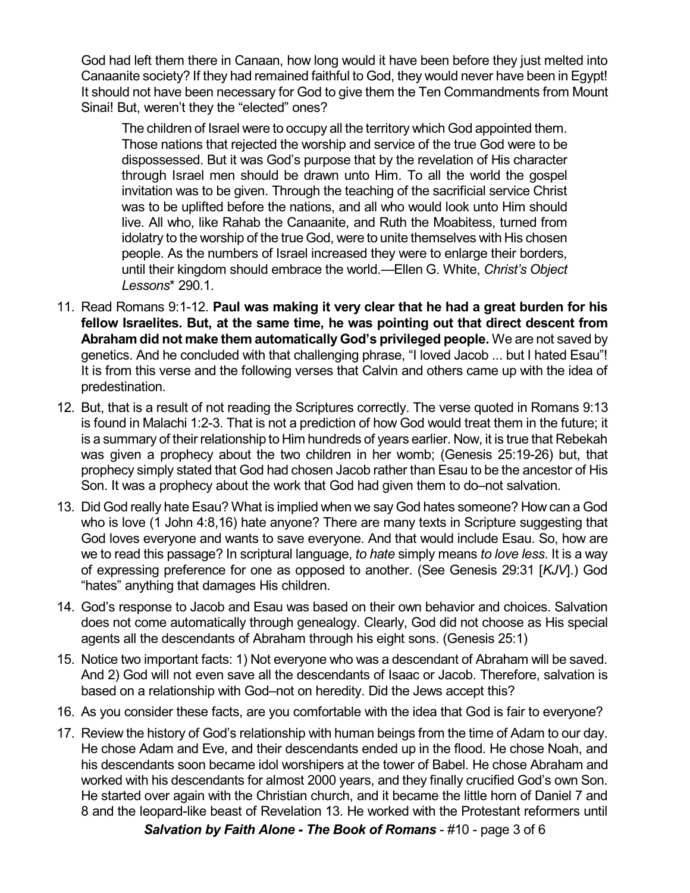God had left them there in Canaan, how long would it have been before they just melted into Canaanite society? If they had remained faithful to God, they would never have been in Egypt! It should not have been necessary for God to give them the Ten Commandments from Mount Sinai! But, weren't they the "elected" ones?

> The children of Israel were to occupy all the territory which God appointed them. Those nations that rejected the worship and service of the true God were to be dispossessed. But it was God's purpose that by the revelation of His character through Israel men should be drawn unto Him. To all the world the gospel invitation was to be given. Through the teaching of the sacrificial service Christ was to be uplifted before the nations, and all who would look unto Him should live. All who, like Rahab the Canaanite, and Ruth the Moabitess, turned from idolatry to the worship of the true God, were to unite themselves with His chosen people. As the numbers of Israel increased they were to enlarge their borders, until their kingdom should embrace the world.—Ellen G. White, *Christ's Object Lessons*\* 290.1.

11. Read Romans 9:1-12. **Paul was making it very clear that he had a great burden for his fellow Israelites. But, at the same time, he was pointing out that direct descent from Abraham did not make them automatically God's privileged people.** We are not saved by genetics. And he concluded with that challenging phrase, "I loved Jacob ... but I hated Esau"! It is from this verse and the following verses that Calvin and others came up with the idea of predestination.
12. But, that is a result of not reading the Scriptures correctly. The verse quoted in Romans 9:13 is found in Malachi 1:2-3. That is not a prediction of how God would treat them in the future; it is a summary of their relationship to Him hundreds of years earlier. Now, it is true that Rebekah was given a prophecy about the two children in her womb; (Genesis 25:19-26) but, that prophecy simply stated that God had chosen Jacob rather than Esau to be the ancestor of His Son. It was a prophecy about the work that God had given them to do–not salvation.
13. Did God really hate Esau? What is implied when we say God hates someone? How can a God who is love (1 John 4:8,16) hate anyone? There are many texts in Scripture suggesting that God loves everyone and wants to save everyone. And that would include Esau. So, how are we to read this passage? In scriptural language, *to hate* simply means *to love less*. It is a way of expressing preference for one as opposed to another. (See Genesis 29:31 [*KJV*].) God "hates" anything that damages His children.
14. God's response to Jacob and Esau was based on their own behavior and choices. Salvation does not come automatically through genealogy. Clearly, God did not choose as His special agents all the descendants of Abraham through his eight sons. (Genesis 25:1)
15. Notice two important facts: 1) Not everyone who was a descendant of Abraham will be saved. And 2) God will not even save all the descendants of Isaac or Jacob. Therefore, salvation is based on a relationship with God–not on heredity. Did the Jews accept this?
16. As you consider these facts, are you comfortable with the idea that God is fair to everyone?
17. Review the history of God's relationship with human beings from the time of Adam to our day. He chose Adam and Eve, and their descendants ended up in the flood. He chose Noah, and his descendants soon became idol worshipers at the tower of Babel. He chose Abraham and worked with his descendants for almost 2000 years, and they finally crucified God's own Son. He started over again with the Christian church, and it became the little horn of Daniel 7 and 8 and the leopard-like beast of Revelation 13. He worked with the Protestant reformers until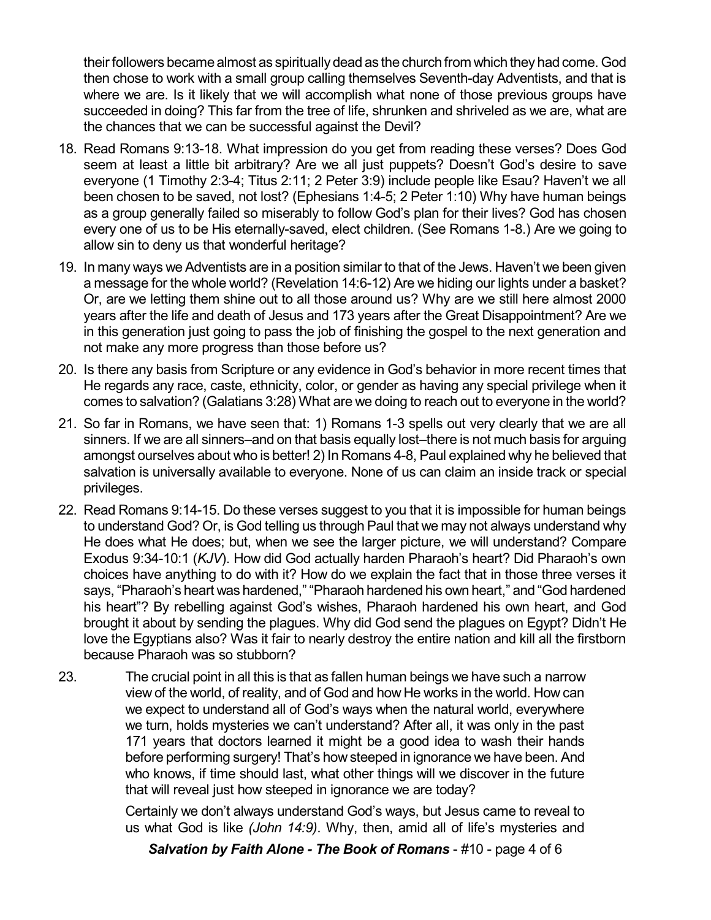their followers became almost as spiritually dead as the church from which they had come. God then chose to work with a small group calling themselves Seventh-day Adventists, and that is where we are. Is it likely that we will accomplish what none of those previous groups have succeeded in doing? This far from the tree of life, shrunken and shriveled as we are, what are the chances that we can be successful against the Devil?

18. Read Romans 9:13-18. What impression do you get from reading these verses? Does God seem at least a little bit arbitrary? Are we all just puppets? Doesn't God's desire to save everyone (1 Timothy 2:3-4; Titus 2:11; 2 Peter 3:9) include people like Esau? Haven't we all been chosen to be saved, not lost? (Ephesians 1:4-5; 2 Peter 1:10) Why have human beings as a group generally failed so miserably to follow God's plan for their lives? God has chosen every one of us to be His eternally-saved, elect children. (See Romans 1-8.) Are we going to allow sin to deny us that wonderful heritage?

19. In many ways we Adventists are in a position similar to that of the Jews. Haven't we been given a message for the whole world? (Revelation 14:6-12) Are we hiding our lights under a basket? Or, are we letting them shine out to all those around us? Why are we still here almost 2000 years after the life and death of Jesus and 173 years after the Great Disappointment? Are we in this generation just going to pass the job of finishing the gospel to the next generation and not make any more progress than those before us?

20. Is there any basis from Scripture or any evidence in God's behavior in more recent times that He regards any race, caste, ethnicity, color, or gender as having any special privilege when it comes to salvation? (Galatians 3:28) What are we doing to reach out to everyone in the world?

21. So far in Romans, we have seen that: 1) Romans 1-3 spells out very clearly that we are all sinners. If we are all sinners–and on that basis equally lost–there is not much basis for arguing amongst ourselves about who is better! 2) In Romans 4-8, Paul explained why he believed that salvation is universally available to everyone. None of us can claim an inside track or special privileges.

22. Read Romans 9:14-15. Do these verses suggest to you that it is impossible for human beings to understand God? Or, is God telling us through Paul that we may not always understand why He does what He does; but, when we see the larger picture, we will understand? Compare Exodus 9:34-10:1 (*KJV*). How did God actually harden Pharaoh's heart? Did Pharaoh's own choices have anything to do with it? How do we explain the fact that in those three verses it says, "Pharaoh's heart was hardened," "Pharaoh hardened his own heart," and "God hardened his heart"? By rebelling against God's wishes, Pharaoh hardened his own heart, and God brought it about by sending the plagues. Why did God send the plagues on Egypt? Didn't He love the Egyptians also? Was it fair to nearly destroy the entire nation and kill all the firstborn because Pharaoh was so stubborn?

23. The crucial point in all this is that as fallen human beings we have such a narrow view of the world, of reality, and of God and how He works in the world. How can we expect to understand all of God's ways when the natural world, everywhere we turn, holds mysteries we can't understand? After all, it was only in the past 171 years that doctors learned it might be a good idea to wash their hands before performing surgery! That's how steeped in ignorance we have been. And who knows, if time should last, what other things will we discover in the future that will reveal just how steeped in ignorance we are today?

    Certainly we don't always understand God's ways, but Jesus came to reveal to us what God is like *(John 14:9)*. Why, then, amid all of life's mysteries and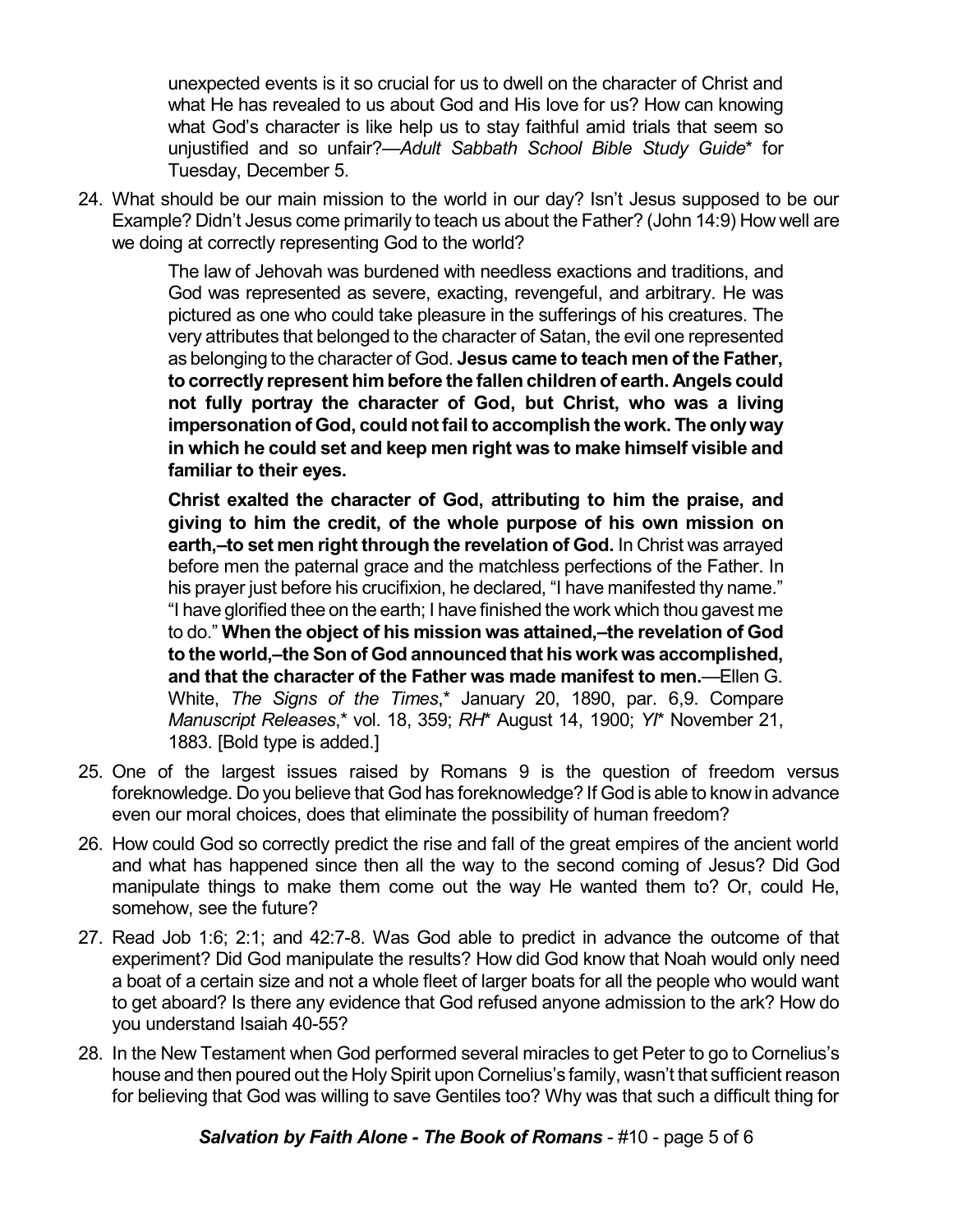unexpected events is it so crucial for us to dwell on the character of Christ and what He has revealed to us about God and His love for us? How can knowing what God's character is like help us to stay faithful amid trials that seem so unjustified and so unfair?—*Adult Sabbath School Bible Study Guide*\* for Tuesday, December 5.

24. What should be our main mission to the world in our day? Isn't Jesus supposed to be our Example? Didn't Jesus come primarily to teach us about the Father? (John 14:9) How well are we doing at correctly representing God to the world?

> The law of Jehovah was burdened with needless exactions and traditions, and God was represented as severe, exacting, revengeful, and arbitrary. He was pictured as one who could take pleasure in the sufferings of his creatures. The very attributes that belonged to the character of Satan, the evil one represented as belonging to the character of God. **Jesus came to teach men of the Father, to correctly represent him before the fallen children of earth. Angels could not fully portray the character of God, but Christ, who was a living impersonation of God, could not fail to accomplish the work. The only way in which he could set and keep men right was to make himself visible and familiar to their eyes.**
>
> **Christ exalted the character of God, attributing to him the praise, and giving to him the credit, of the whole purpose of his own mission on earth,–to set men right through the revelation of God.** In Christ was arrayed before men the paternal grace and the matchless perfections of the Father. In his prayer just before his crucifixion, he declared, "I have manifested thy name." "I have glorified thee on the earth; I have finished the work which thou gavest me to do." **When the object of his mission was attained,–the revelation of God to the world,–the Son of God announced that his work was accomplished, and that the character of the Father was made manifest to men.**—Ellen G. White, *The Signs of the Times*,\* January 20, 1890, par. 6,9. Compare *Manuscript Releases*,\* vol. 18, 359; *RH*\* August 14, 1900; *YI*\* November 21, 1883. [Bold type is added.]

25. One of the largest issues raised by Romans 9 is the question of freedom versus foreknowledge. Do you believe that God has foreknowledge? If God is able to know in advance even our moral choices, does that eliminate the possibility of human freedom?

26. How could God so correctly predict the rise and fall of the great empires of the ancient world and what has happened since then all the way to the second coming of Jesus? Did God manipulate things to make them come out the way He wanted them to? Or, could He, somehow, see the future?

27. Read Job 1:6; 2:1; and 42:7-8. Was God able to predict in advance the outcome of that experiment? Did God manipulate the results? How did God know that Noah would only need a boat of a certain size and not a whole fleet of larger boats for all the people who would want to get aboard? Is there any evidence that God refused anyone admission to the ark? How do you understand Isaiah 40-55?

28. In the New Testament when God performed several miracles to get Peter to go to Cornelius's house and then poured out the Holy Spirit upon Cornelius's family, wasn't that sufficient reason for believing that God was willing to save Gentiles too? Why was that such a difficult thing for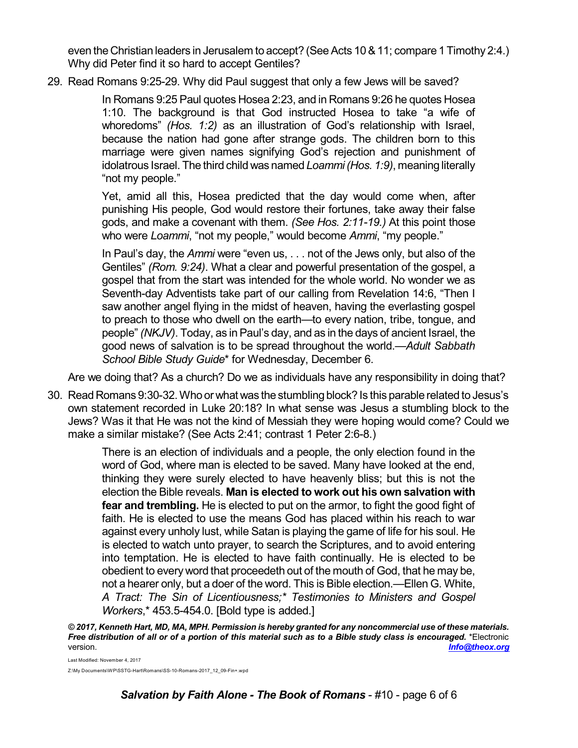even the Christian leaders in Jerusalem to accept? (See Acts 10 & 11; compare 1 Timothy 2:4.) Why did Peter find it so hard to accept Gentiles?

29. Read Romans 9:25-29. Why did Paul suggest that only a few Jews will be saved?

    In Romans 9:25 Paul quotes Hosea 2:23, and in Romans 9:26 he quotes Hosea 1:10. The background is that God instructed Hosea to take "a wife of whoredoms" *(Hos. 1:2)* as an illustration of God's relationship with Israel, because the nation had gone after strange gods. The children born to this marriage were given names signifying God's rejection and punishment of idolatrous Israel. The third child was named *Loammi (Hos. 1:9)*, meaning literally "not my people."

    Yet, amid all this, Hosea predicted that the day would come when, after punishing His people, God would restore their fortunes, take away their false gods, and make a covenant with them. *(See Hos. 2:11-19.)* At this point those who were *Loammi*, "not my people," would become *Ammi*, "my people."

    In Paul's day, the *Ammi* were "even us, . . . not of the Jews only, but also of the Gentiles" *(Rom. 9:24)*. What a clear and powerful presentation of the gospel, a gospel that from the start was intended for the whole world. No wonder we as Seventh-day Adventists take part of our calling from Revelation 14:6, "Then I saw another angel flying in the midst of heaven, having the everlasting gospel to preach to those who dwell on the earth—to every nation, tribe, tongue, and people" *(NKJV)*. Today, as in Paul's day, and as in the days of ancient Israel, the good news of salvation is to be spread throughout the world.—*Adult Sabbath School Bible Study Guide** for Wednesday, December 6.

    Are we doing that? As a church? Do we as individuals have any responsibility in doing that?

30. Read Romans 9:30-32. Who or what was the stumbling block? Is this parable related to Jesus's own statement recorded in Luke 20:18? In what sense was Jesus a stumbling block to the Jews? Was it that He was not the kind of Messiah they were hoping would come? Could we make a similar mistake? (See Acts 2:41; contrast 1 Peter 2:6-8.)

    There is an election of individuals and a people, the only election found in the word of God, where man is elected to be saved. Many have looked at the end, thinking they were surely elected to have heavenly bliss; but this is not the election the Bible reveals. **Man is elected to work out his own salvation with fear and trembling.** He is elected to put on the armor, to fight the good fight of faith. He is elected to use the means God has placed within his reach to war against every unholy lust, while Satan is playing the game of life for his soul. He is elected to watch unto prayer, to search the Scriptures, and to avoid entering into temptation. He is elected to have faith continually. He is elected to be obedient to every word that proceedeth out of the mouth of God, that he may be, not a hearer only, but a doer of the word. This is Bible election.—Ellen G. White, *A Tract: The Sin of Licentiousness;* Testimonies to Ministers and Gospel Workers*,* 453.5-454.0. [Bold type is added.]

***© 2017, Kenneth Hart, MD, MA, MPH. Permission is hereby granted for any noncommercial use of these materials. Free distribution of all or of a portion of this material such as to a Bible study class is encouraged.*** *Electronic version. ***Info@theox.org***

Last Modified: November 4, 2017

Z:\My Documents\WP\SSTG-Hart\Romans\SS-10-Romans-2017_12_09-Fin+.wpd